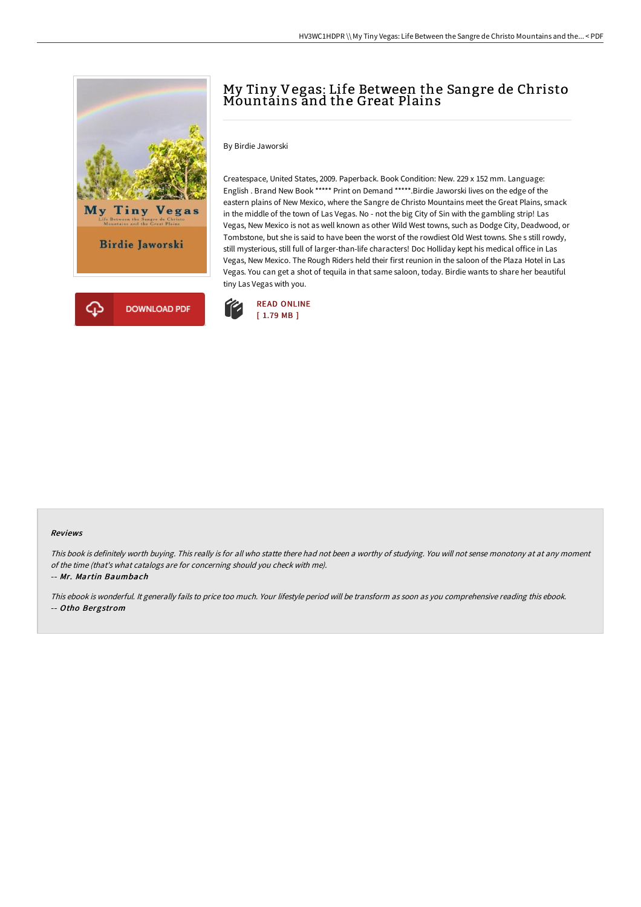# My Tiny Vegas: Life Between the Sangre de Christo Mountains and the Great Plains

By Birdie Jaworski

Createspace, United States, 2009. Paperback. Book Condition: New. 229 x 152 mm. Language: English . Brand New Book ***** Print on Demand *****.Birdie Jaworski lives on the edge of the eastern plains of New Mexico, where the Sangre de Christo Mountains meet the Great Plains, smack in the middle of the town of Las Vegas. No - not the big City of Sin with the gambling strip! Las Vegas, New Mexico is not as well known as other Wild West towns, such as Dodge City, Deadwood, or Tombstone, but she is said to have been the worst of the rowdiest Old West towns. She s still rowdy, still mysterious, still full of larger-than-life characters! Doc Holliday kept his medical office in Las Vegas, New Mexico. The Rough Riders held their first reunion in the saloon of the Plaza Hotel in Las Vegas. You can get a shot of tequila in that same saloon, today. Birdie wants to share her beautiful tiny Las Vegas with you.

DOWNLOAD PDF

READ ONLINE
[ 1.79 MB ]

## Reviews

*This book is definitely worth buying. This really is for all who statte there had not been a worthy of studying. You will not sense monotony at at any moment of the time (that's what catalogs are for concerning should you check with me).*

-- *Mr. Martin Baumbach*

*This ebook is wonderful. It generally fails to price too much. Your lifestyle period will be transform as soon as you comprehensive reading this ebook.*

-- *Otho Bergstrom*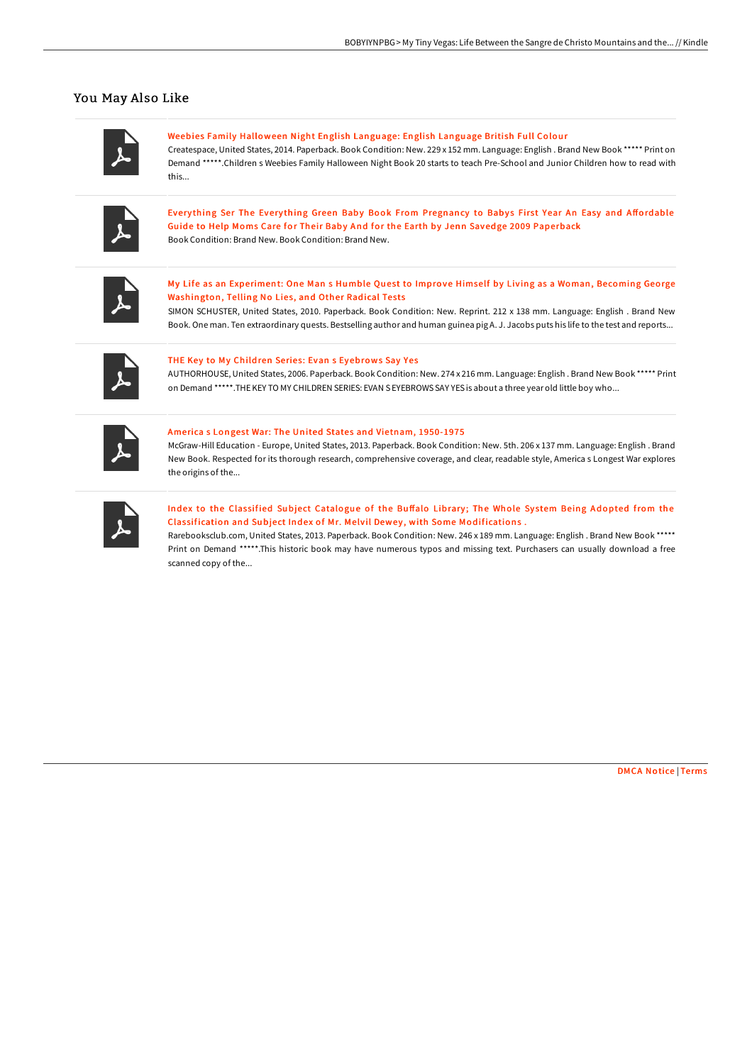## You May Also Like

**Weebies Family Halloween Night English Language: English Language British Full Colour**

Createspace, United States, 2014. Paperback. Book Condition: New. 229 x 152 mm. Language: English . Brand New Book ***** Print on Demand *****.Children s Weebies Family Halloween Night Book 20 starts to teach Pre-School and Junior Children how to read with this...

**Everything Ser The Everything Green Baby Book From Pregnancy to Babys First Year An Easy and Affordable Guide to Help Moms Care for Their Baby And for the Earth by Jenn Savedge 2009 Paperback**

Book Condition: Brand New. Book Condition: Brand New.

**My Life as an Experiment: One Man s Humble Quest to Improve Himself by Living as a Woman, Becoming George Washington, Telling No Lies, and Other Radical Tests**

SIMON SCHUSTER, United States, 2010. Paperback. Book Condition: New. Reprint. 212 x 138 mm. Language: English . Brand New Book. One man. Ten extraordinary quests. Bestselling author and human guinea pig A. J. Jacobs puts his life to the test and reports...

**THE Key to My Children Series: Evan s Eyebrows Say Yes**

AUTHORHOUSE, United States, 2006. Paperback. Book Condition: New. 274 x 216 mm. Language: English . Brand New Book ***** Print on Demand *****.THE KEY TO MY CHILDREN SERIES: EVAN S EYEBROWS SAY YES is about a three year old little boy who...

**America s Longest War: The United States and Vietnam, 1950-1975**

McGraw-Hill Education - Europe, United States, 2013. Paperback. Book Condition: New. 5th. 206 x 137 mm. Language: English . Brand New Book. Respected for its thorough research, comprehensive coverage, and clear, readable style, America s Longest War explores the origins of the...

**Index to the Classified Subject Catalogue of the Buffalo Library; The Whole System Being Adopted from the Classification and Subject Index of Mr. Melvil Dewey, with Some Modifications .**

Rarebooksclub.com, United States, 2013. Paperback. Book Condition: New. 246 x 189 mm. Language: English . Brand New Book ***** Print on Demand *****.This historic book may have numerous typos and missing text. Purchasers can usually download a free scanned copy of the...